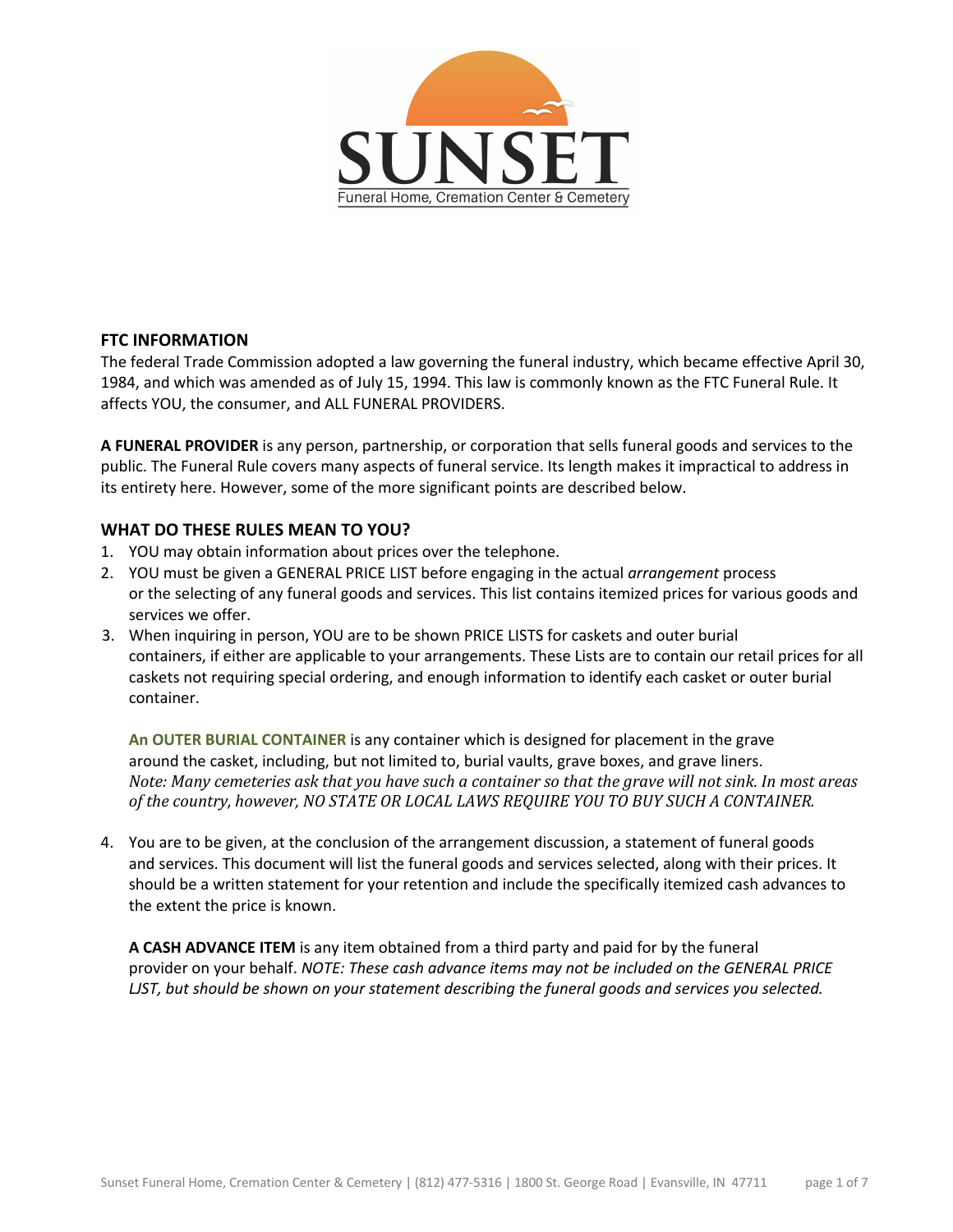SUNSET

Funeral Home, Cremation Center & Cemetery

## FTC INFORMATION

The federal Trade Commission adopted a law governing the funeral industry, which became effective April 30, 1984, and which was amended as of July 15, 1994. This law is commonly known as the FTC Funeral Rule. It affects YOU, the consumer, and ALL FUNERAL PROVIDERS.

**A FUNERAL PROVIDER** is any person, partnership, or corporation that sells funeral goods and services to the public. The Funeral Rule covers many aspects of funeral service. Its length makes it impractical to address in its entirety here. However, some of the more significant points are described below.

## WHAT DO THESE RULES MEAN TO YOU?

1. YOU may obtain information about prices over the telephone.
2. YOU must be given a GENERAL PRICE LIST before engaging in the actual *arrangement* process or the selecting of any funeral goods and services. This list contains itemized prices for various goods and services we offer.
3. When inquiring in person, YOU are to be shown PRICE LISTS for caskets and outer burial containers, if either are applicable to your arrangements. These Lists are to contain our retail prices for all caskets not requiring special ordering, and enough information to identify each casket or outer burial container.

   **An OUTER BURIAL CONTAINER** is any container which is designed for placement in the grave around the casket, including, but not limited to, burial vaults, grave boxes, and grave liners. *Note: Many cemeteries ask that you have such a container so that the grave will not sink. In most areas of the country, however, NO STATE OR LOCAL LAWS REQUIRE YOU TO BUY SUCH A CONTAINER.*

4. You are to be given, at the conclusion of the arrangement discussion, a statement of funeral goods and services. This document will list the funeral goods and services selected, along with their prices. It should be a written statement for your retention and include the specifically itemized cash advances to the extent the price is known.

   **A CASH ADVANCE ITEM** is any item obtained from a third party and paid for by the funeral provider on your behalf. *NOTE: These cash advance items may not be included on the GENERAL PRICE LIST, but should be shown on your statement describing the funeral goods and services you selected.*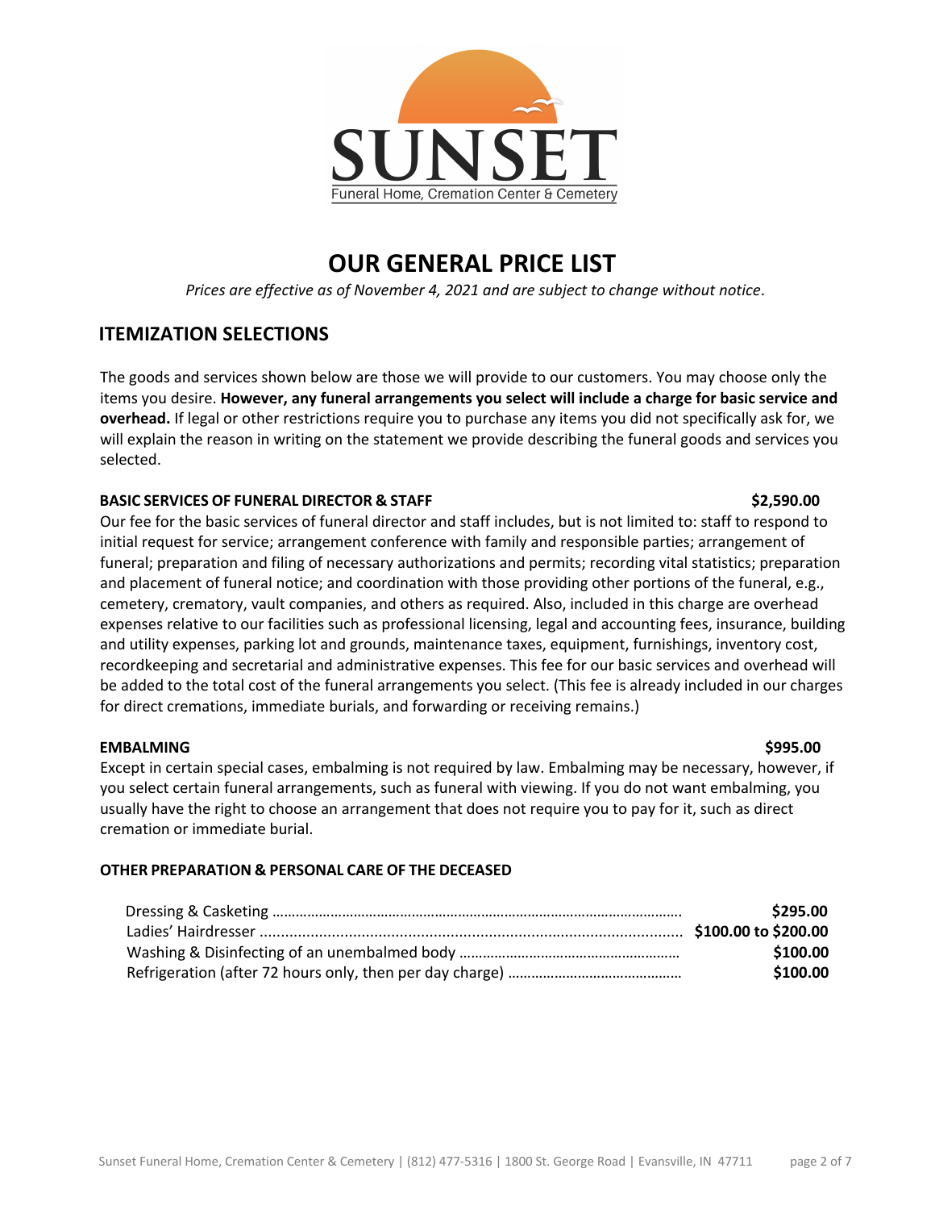SUNSET

Funeral Home, Cremation Center & Cemetery

# OUR GENERAL PRICE LIST

*Prices are effective as of November 4, 2021 and are subject to change without notice*.

## ITEMIZATION SELECTIONS

The goods and services shown below are those we will provide to our customers. You may choose only the items you desire. **However, any funeral arrangements you select will include a charge for basic service and overhead.** If legal or other restrictions require you to purchase any items you did not specifically ask for, we will explain the reason in writing on the statement we provide describing the funeral goods and services you selected.

**BASIC SERVICES OF FUNERAL DIRECTOR & STAFF** **$2,590.00**

Our fee for the basic services of funeral director and staff includes, but is not limited to: staff to respond to initial request for service; arrangement conference with family and responsible parties; arrangement of funeral; preparation and filing of necessary authorizations and permits; recording vital statistics; preparation and placement of funeral notice; and coordination with those providing other portions of the funeral, e.g., cemetery, crematory, vault companies, and others as required. Also, included in this charge are overhead expenses relative to our facilities such as professional licensing, legal and accounting fees, insurance, building and utility expenses, parking lot and grounds, maintenance taxes, equipment, furnishings, inventory cost, recordkeeping and secretarial and administrative expenses. This fee for our basic services and overhead will be added to the total cost of the funeral arrangements you select. (This fee is already included in our charges for direct cremations, immediate burials, and forwarding or receiving remains.)

**EMBALMING** **$995.00**

Except in certain special cases, embalming is not required by law. Embalming may be necessary, however, if you select certain funeral arrangements, such as funeral with viewing. If you do not want embalming, you usually have the right to choose an arrangement that does not require you to pay for it, such as direct cremation or immediate burial.

**OTHER PREPARATION & PERSONAL CARE OF THE DECEASED**

| Item | Price |
| --- | --- |
| Dressing & Casketing | **$295.00** |
| Ladies' Hairdresser | **$100.00 to $200.00** |
| Washing & Disinfecting of an unembalmed body | **$100.00** |
| Refrigeration (after 72 hours only, then per day charge) | **$100.00** |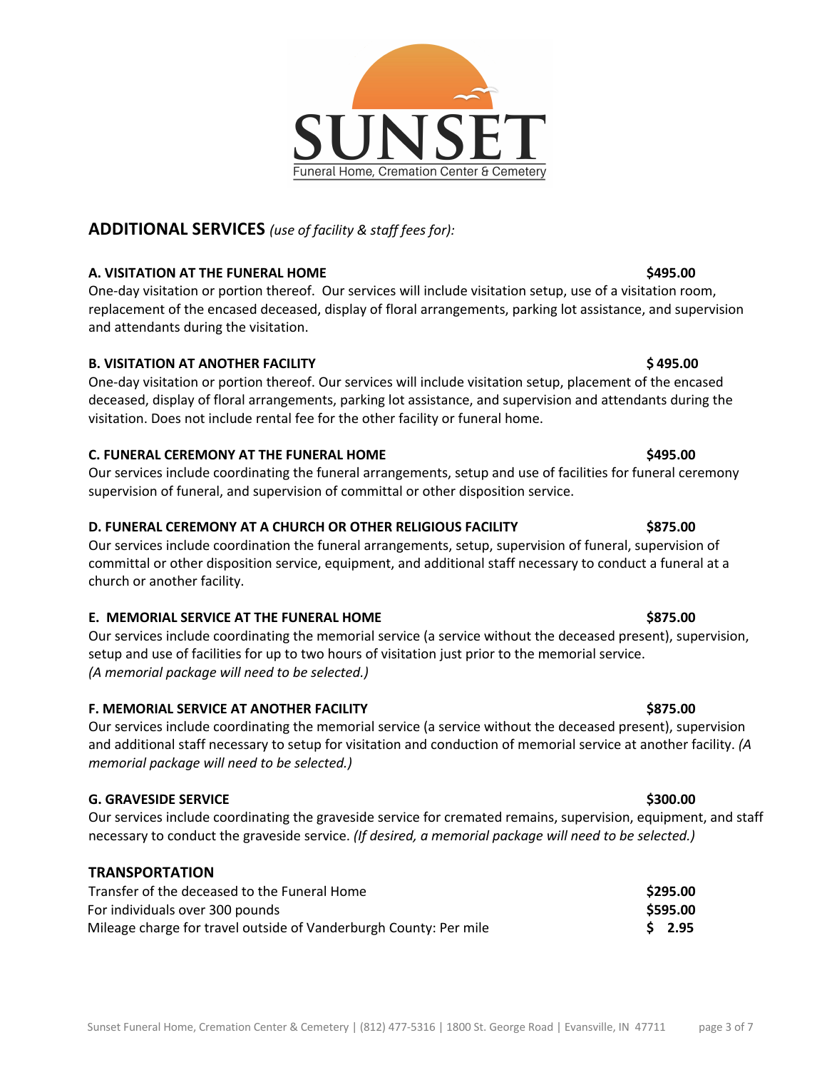SUNSET

Funeral Home, Cremation Center & Cemetery

## ADDITIONAL SERVICES *(use of facility & staff fees for):*

**A. VISITATION AT THE FUNERAL HOME** **$495.00**

One-day visitation or portion thereof. Our services will include visitation setup, use of a visitation room, replacement of the encased deceased, display of floral arrangements, parking lot assistance, and supervision and attendants during the visitation.

**B. VISITATION AT ANOTHER FACILITY** **$ 495.00**

One-day visitation or portion thereof. Our services will include visitation setup, placement of the encased deceased, display of floral arrangements, parking lot assistance, and supervision and attendants during the visitation. Does not include rental fee for the other facility or funeral home.

**C. FUNERAL CEREMONY AT THE FUNERAL HOME** **$495.00**

Our services include coordinating the funeral arrangements, setup and use of facilities for funeral ceremony supervision of funeral, and supervision of committal or other disposition service.

**D. FUNERAL CEREMONY AT A CHURCH OR OTHER RELIGIOUS FACILITY** **$875.00**

Our services include coordination the funeral arrangements, setup, supervision of funeral, supervision of committal or other disposition service, equipment, and additional staff necessary to conduct a funeral at a church or another facility.

**E. MEMORIAL SERVICE AT THE FUNERAL HOME** **$875.00**

Our services include coordinating the memorial service (a service without the deceased present), supervision, setup and use of facilities for up to two hours of visitation just prior to the memorial service.
*(A memorial package will need to be selected.)*

**F. MEMORIAL SERVICE AT ANOTHER FACILITY** **$875.00**

Our services include coordinating the memorial service (a service without the deceased present), supervision and additional staff necessary to setup for visitation and conduction of memorial service at another facility. *(A memorial package will need to be selected.)*

**G. GRAVESIDE SERVICE** **$300.00**

Our services include coordinating the graveside service for cremated remains, supervision, equipment, and staff necessary to conduct the graveside service. *(If desired, a memorial package will need to be selected.)*

**TRANSPORTATION**

| | |
|---|---|
| Transfer of the deceased to the Funeral Home | **$295.00** |
| For individuals over 300 pounds | **$595.00** |
| Mileage charge for travel outside of Vanderburgh County: Per mile | **$ 2.95** |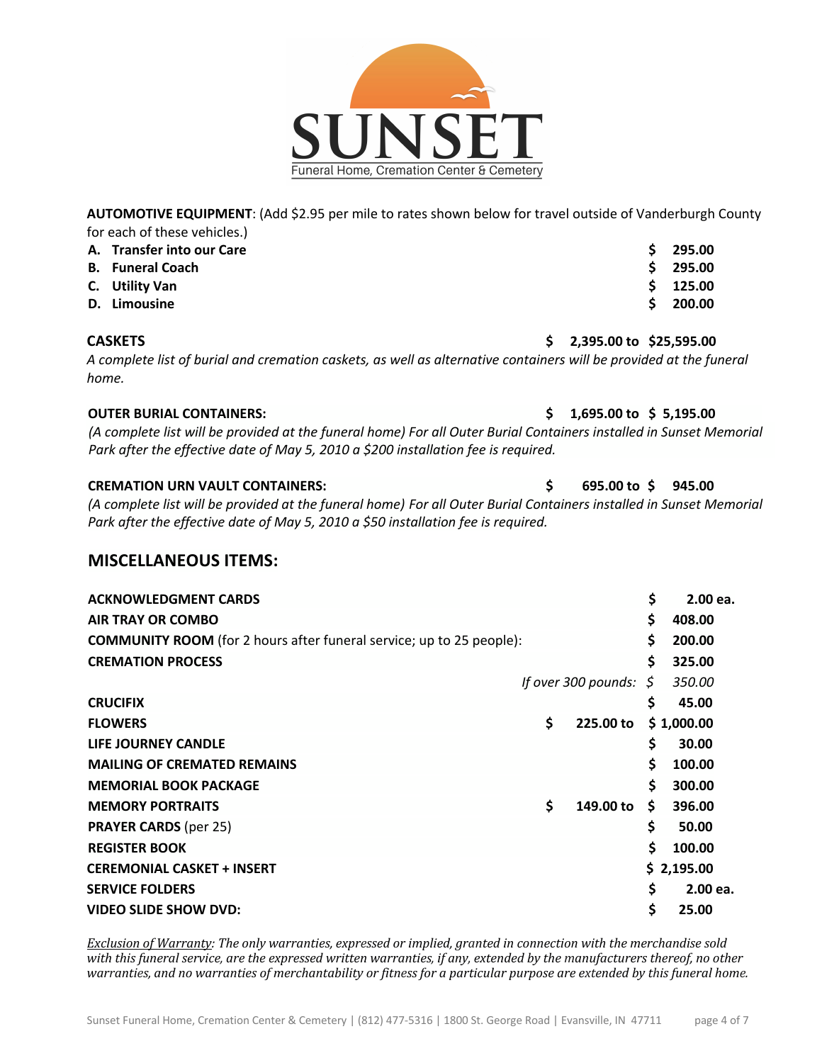**AUTOMOTIVE EQUIPMENT**: (Add $2.95 per mile to rates shown below for travel outside of Vanderburgh County for each of these vehicles.)

| | |
|---|---|
| **A. Transfer into our Care** | **$ 295.00** |
| **B. Funeral Coach** | **$ 295.00** |
| **C. Utility Van** | **$ 125.00** |
| **D. Limousine** | **$ 200.00** |

**CASKETS** **$ 2,395.00 to $25,595.00**

*A complete list of burial and cremation caskets, as well as alternative containers will be provided at the funeral home.*

**OUTER BURIAL CONTAINERS:** **$ 1,695.00 to $ 5,195.00**

*(A complete list will be provided at the funeral home) For all Outer Burial Containers installed in Sunset Memorial Park after the effective date of May 5, 2010 a $200 installation fee is required.*

**CREMATION URN VAULT CONTAINERS:** **$ 695.00 to $ 945.00**

*(A complete list will be provided at the funeral home) For all Outer Burial Containers installed in Sunset Memorial Park after the effective date of May 5, 2010 a $50 installation fee is required.*

## MISCELLANEOUS ITEMS:

| | | |
|---|---|---|
| **ACKNOWLEDGMENT CARDS** | | **$ 2.00 ea.** |
| **AIR TRAY OR COMBO** | | **$ 408.00** |
| **COMMUNITY ROOM** (for 2 hours after funeral service; up to 25 people): | | **$ 200.00** |
| **CREMATION PROCESS** | | **$ 325.00** |
| | *If over 300 pounds:* | *$ 350.00* |
| **CRUCIFIX** | | **$ 45.00** |
| **FLOWERS** | **$ 225.00 to** | **$ 1,000.00** |
| **LIFE JOURNEY CANDLE** | | **$ 30.00** |
| **MAILING OF CREMATED REMAINS** | | **$ 100.00** |
| **MEMORIAL BOOK PACKAGE** | | **$ 300.00** |
| **MEMORY PORTRAITS** | **$ 149.00 to** | **$ 396.00** |
| **PRAYER CARDS** (per 25) | | **$ 50.00** |
| **REGISTER BOOK** | | **$ 100.00** |
| **CEREMONIAL CASKET + INSERT** | | **$ 2,195.00** |
| **SERVICE FOLDERS** | | **$ 2.00 ea.** |
| **VIDEO SLIDE SHOW DVD:** | | **$ 25.00** |

*Exclusion of Warranty: The only warranties, expressed or implied, granted in connection with the merchandise sold with this funeral service, are the expressed written warranties, if any, extended by the manufacturers thereof, no other warranties, and no warranties of merchantability or fitness for a particular purpose are extended by this funeral home.*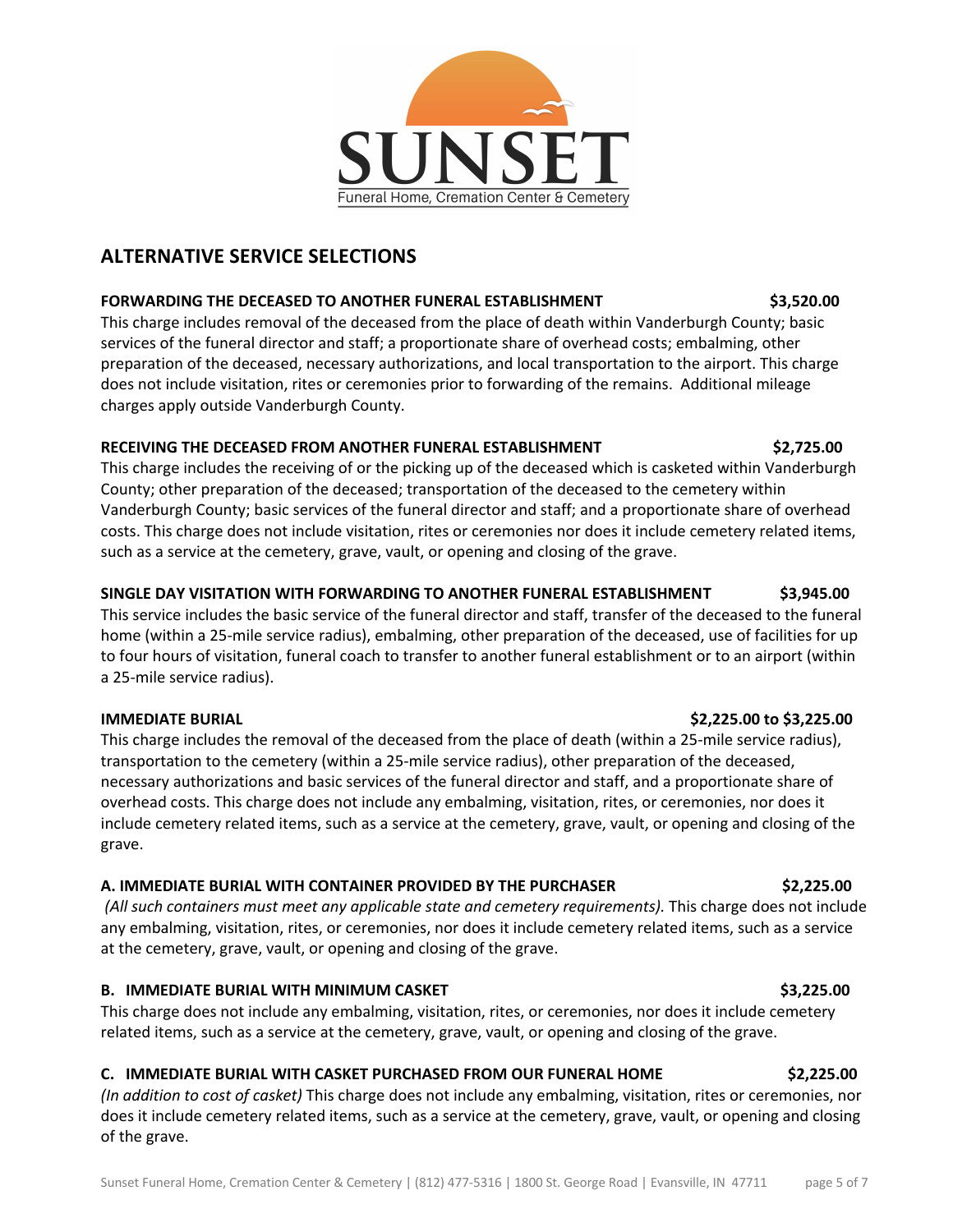## ALTERNATIVE SERVICE SELECTIONS

**FORWARDING THE DECEASED TO ANOTHER FUNERAL ESTABLISHMENT — $3,520.00**

This charge includes removal of the deceased from the place of death within Vanderburgh County; basic services of the funeral director and staff; a proportionate share of overhead costs; embalming, other preparation of the deceased, necessary authorizations, and local transportation to the airport. This charge does not include visitation, rites or ceremonies prior to forwarding of the remains. Additional mileage charges apply outside Vanderburgh County.

**RECEIVING THE DECEASED FROM ANOTHER FUNERAL ESTABLISHMENT — $2,725.00**

This charge includes the receiving of or the picking up of the deceased which is casketed within Vanderburgh County; other preparation of the deceased; transportation of the deceased to the cemetery within Vanderburgh County; basic services of the funeral director and staff; and a proportionate share of overhead costs. This charge does not include visitation, rites or ceremonies nor does it include cemetery related items, such as a service at the cemetery, grave, vault, or opening and closing of the grave.

**SINGLE DAY VISITATION WITH FORWARDING TO ANOTHER FUNERAL ESTABLISHMENT — $3,945.00**

This service includes the basic service of the funeral director and staff, transfer of the deceased to the funeral home (within a 25-mile service radius), embalming, other preparation of the deceased, use of facilities for up to four hours of visitation, funeral coach to transfer to another funeral establishment or to an airport (within a 25-mile service radius).

**IMMEDIATE BURIAL — $2,225.00 to $3,225.00**

This charge includes the removal of the deceased from the place of death (within a 25-mile service radius), transportation to the cemetery (within a 25-mile service radius), other preparation of the deceased, necessary authorizations and basic services of the funeral director and staff, and a proportionate share of overhead costs. This charge does not include any embalming, visitation, rites, or ceremonies, nor does it include cemetery related items, such as a service at the cemetery, grave, vault, or opening and closing of the grave.

**A. IMMEDIATE BURIAL WITH CONTAINER PROVIDED BY THE PURCHASER — $2,225.00**

*(All such containers must meet any applicable state and cemetery requirements).* This charge does not include any embalming, visitation, rites, or ceremonies, nor does it include cemetery related items, such as a service at the cemetery, grave, vault, or opening and closing of the grave.

**B. IMMEDIATE BURIAL WITH MINIMUM CASKET — $3,225.00**

This charge does not include any embalming, visitation, rites, or ceremonies, nor does it include cemetery related items, such as a service at the cemetery, grave, vault, or opening and closing of the grave.

**C. IMMEDIATE BURIAL WITH CASKET PURCHASED FROM OUR FUNERAL HOME — $2,225.00**

*(In addition to cost of casket)* This charge does not include any embalming, visitation, rites or ceremonies, nor does it include cemetery related items, such as a service at the cemetery, grave, vault, or opening and closing of the grave.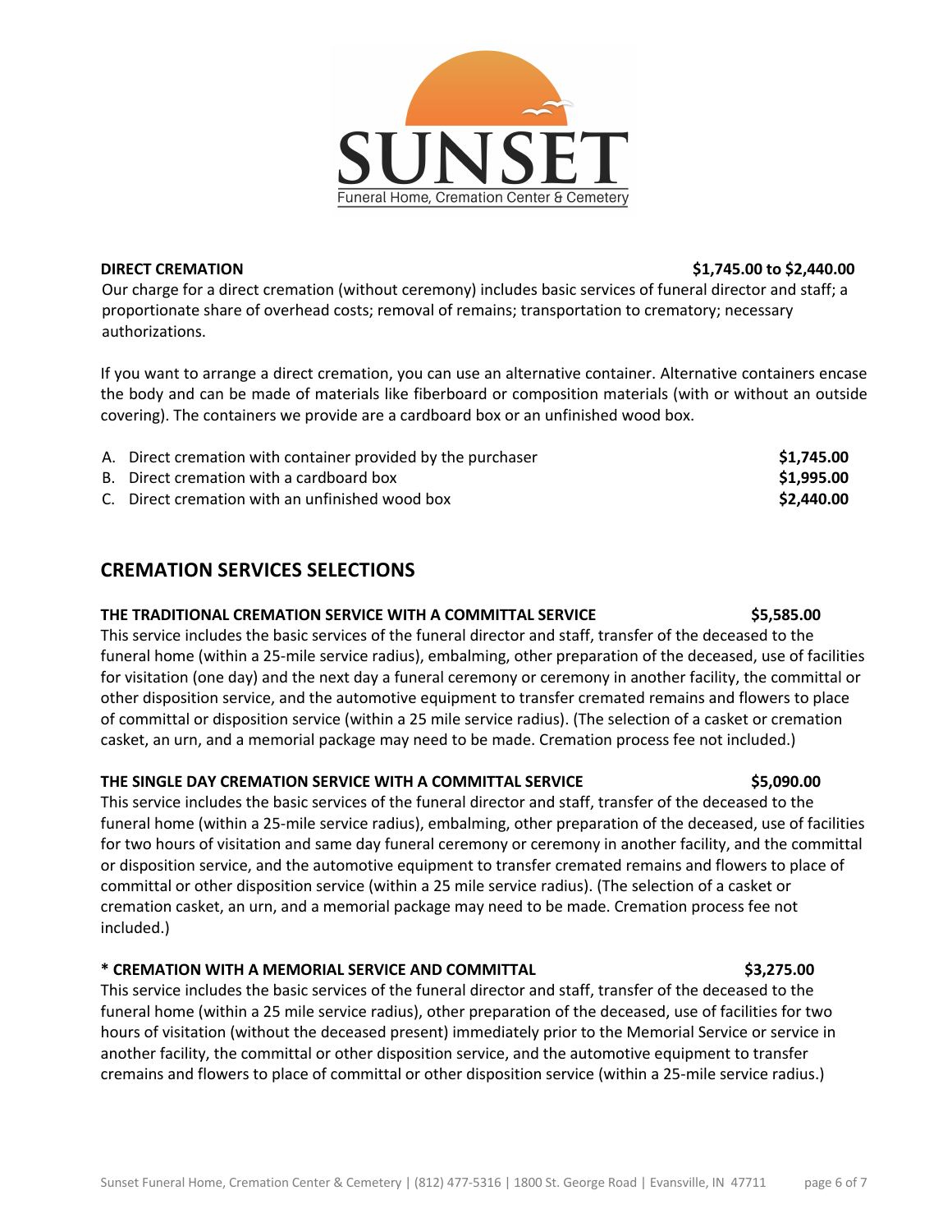**DIRECT CREMATION** **$1,745.00 to $2,440.00**

Our charge for a direct cremation (without ceremony) includes basic services of funeral director and staff; a proportionate share of overhead costs; removal of remains; transportation to crematory; necessary authorizations.

If you want to arrange a direct cremation, you can use an alternative container. Alternative containers encase the body and can be made of materials like fiberboard or composition materials (with or without an outside covering). The containers we provide are a cardboard box or an unfinished wood box.

| | |
|---|---|
| A. Direct cremation with container provided by the purchaser | **$1,745.00** |
| B. Direct cremation with a cardboard box | **$1,995.00** |
| C. Direct cremation with an unfinished wood box | **$2,440.00** |

## CREMATION SERVICES SELECTIONS

**THE TRADITIONAL CREMATION SERVICE WITH A COMMITTAL SERVICE** **$5,585.00**

This service includes the basic services of the funeral director and staff, transfer of the deceased to the funeral home (within a 25-mile service radius), embalming, other preparation of the deceased, use of facilities for visitation (one day) and the next day a funeral ceremony or ceremony in another facility, the committal or other disposition service, and the automotive equipment to transfer cremated remains and flowers to place of committal or disposition service (within a 25 mile service radius). (The selection of a casket or cremation casket, an urn, and a memorial package may need to be made. Cremation process fee not included.)

**THE SINGLE DAY CREMATION SERVICE WITH A COMMITTAL SERVICE** **$5,090.00**

This service includes the basic services of the funeral director and staff, transfer of the deceased to the funeral home (within a 25-mile service radius), embalming, other preparation of the deceased, use of facilities for two hours of visitation and same day funeral ceremony or ceremony in another facility, and the committal or disposition service, and the automotive equipment to transfer cremated remains and flowers to place of committal or other disposition service (within a 25 mile service radius). (The selection of a casket or cremation casket, an urn, and a memorial package may need to be made. Cremation process fee not included.)

**\* CREMATION WITH A MEMORIAL SERVICE AND COMMITTAL** **$3,275.00**

This service includes the basic services of the funeral director and staff, transfer of the deceased to the funeral home (within a 25 mile service radius), other preparation of the deceased, use of facilities for two hours of visitation (without the deceased present) immediately prior to the Memorial Service or service in another facility, the committal or other disposition service, and the automotive equipment to transfer cremains and flowers to place of committal or other disposition service (within a 25-mile service radius.)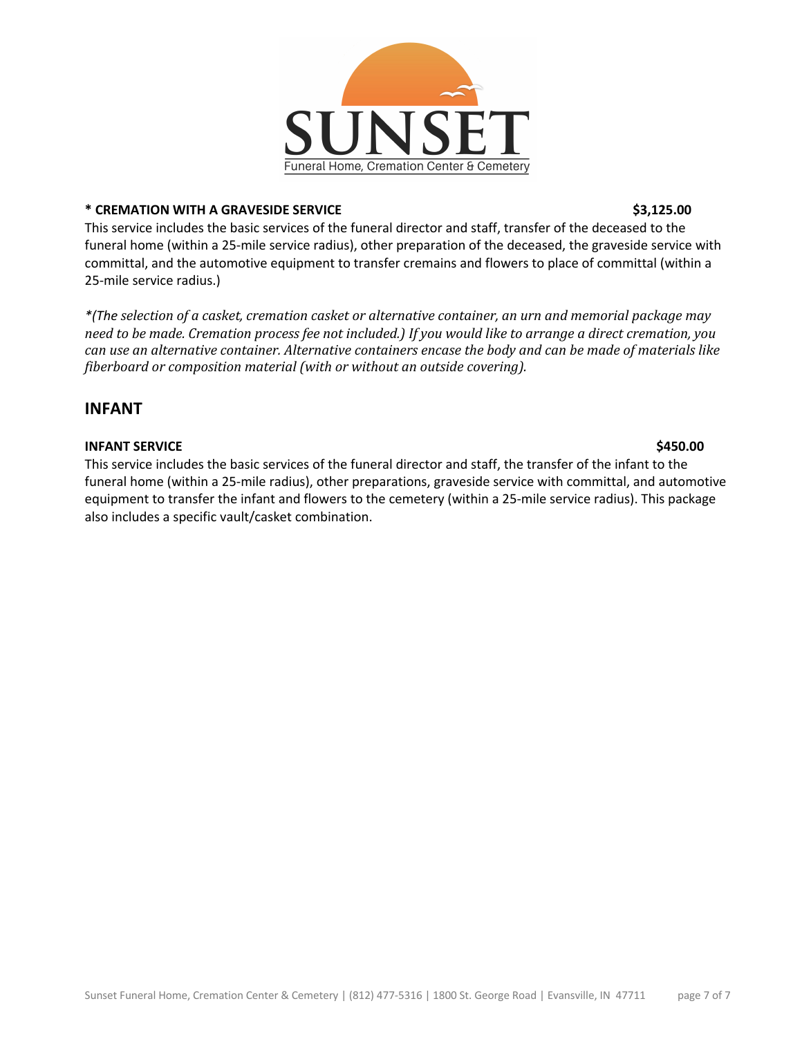**\* CREMATION WITH A GRAVESIDE SERVICE** **$3,125.00**

This service includes the basic services of the funeral director and staff, transfer of the deceased to the funeral home (within a 25-mile service radius), other preparation of the deceased, the graveside service with committal, and the automotive equipment to transfer cremains and flowers to place of committal (within a 25-mile service radius.)

*\*(The selection of a casket, cremation casket or alternative container, an urn and memorial package may need to be made. Cremation process fee not included.) If you would like to arrange a direct cremation, you can use an alternative container. Alternative containers encase the body and can be made of materials like fiberboard or composition material (with or without an outside covering).*

## INFANT

**INFANT SERVICE** **$450.00**

This service includes the basic services of the funeral director and staff, the transfer of the infant to the funeral home (within a 25-mile radius), other preparations, graveside service with committal, and automotive equipment to transfer the infant and flowers to the cemetery (within a 25-mile service radius). This package also includes a specific vault/casket combination.